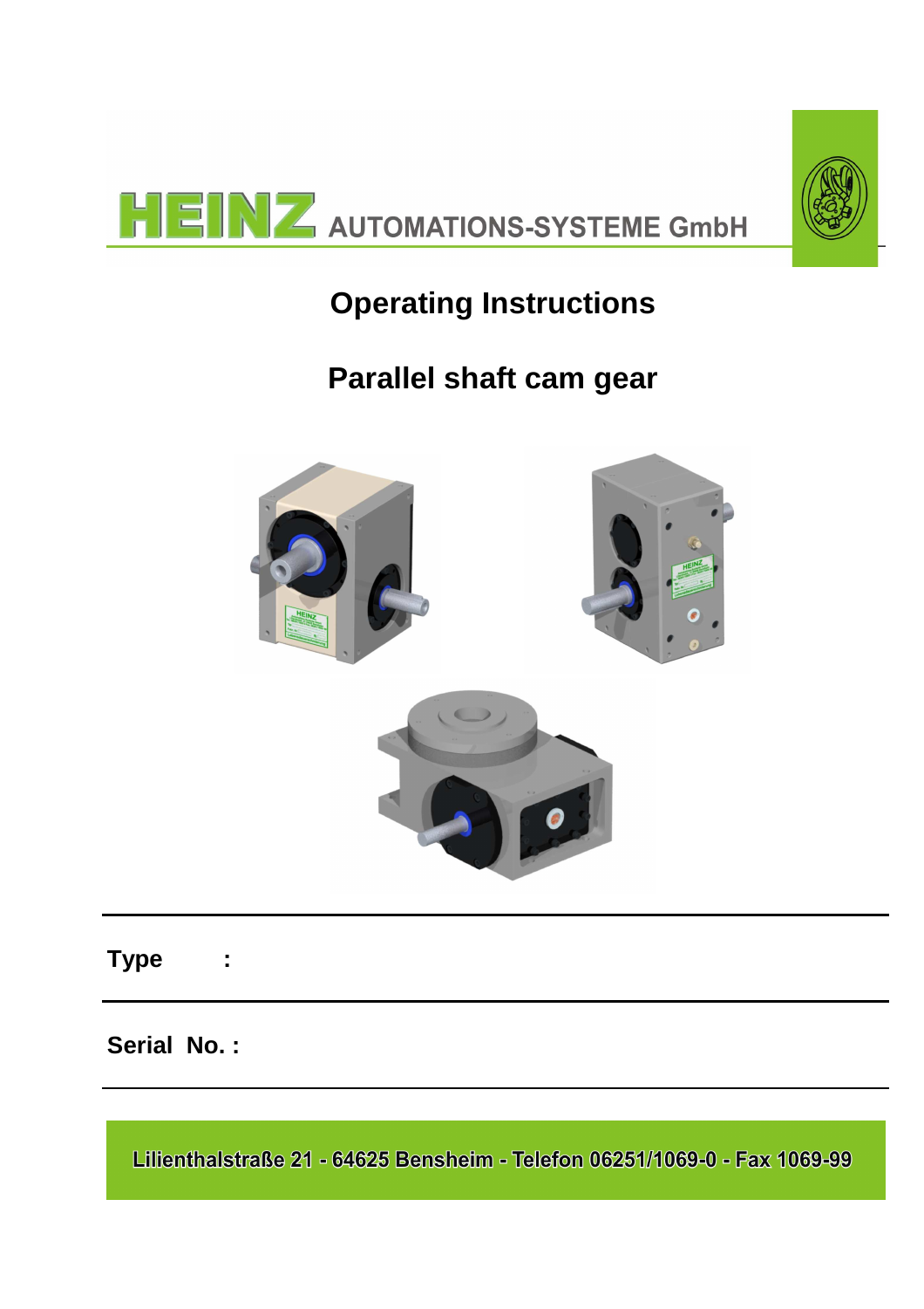HEINZ AUTOMATIONS-SYSTEME GmbH

# Operating Instructions

# Parallel shaft cam gear

**Type :**

**Serial No. :**

Lilienthalstraße 21 - 64625 Bensheim - Telefon 06251/1069-0 - Fax 1069-99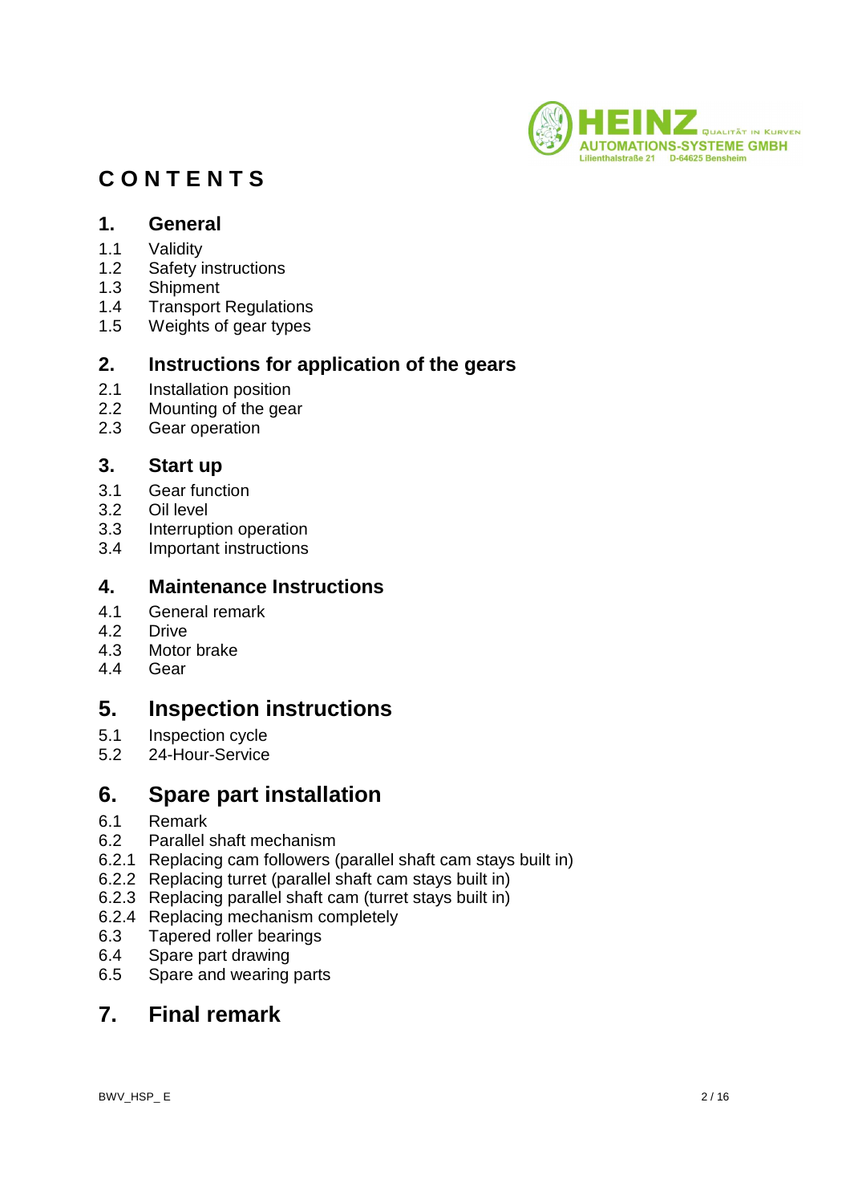# CONTENTS

## 1. General

1.1 Validity
1.2 Safety instructions
1.3 Shipment
1.4 Transport Regulations
1.5 Weights of gear types

## 2. Instructions for application of the gears

2.1 Installation position
2.2 Mounting of the gear
2.3 Gear operation

## 3. Start up

3.1 Gear function
3.2 Oil level
3.3 Interruption operation
3.4 Important instructions

## 4. Maintenance Instructions

4.1 General remark
4.2 Drive
4.3 Motor brake
4.4 Gear

## 5. Inspection instructions

5.1 Inspection cycle
5.2 24-Hour-Service

## 6. Spare part installation

6.1 Remark
6.2 Parallel shaft mechanism
6.2.1 Replacing cam followers (parallel shaft cam stays built in)
6.2.2 Replacing turret (parallel shaft cam stays built in)
6.2.3 Replacing parallel shaft cam (turret stays built in)
6.2.4 Replacing mechanism completely
6.3 Tapered roller bearings
6.4 Spare part drawing
6.5 Spare and wearing parts

## 7. Final remark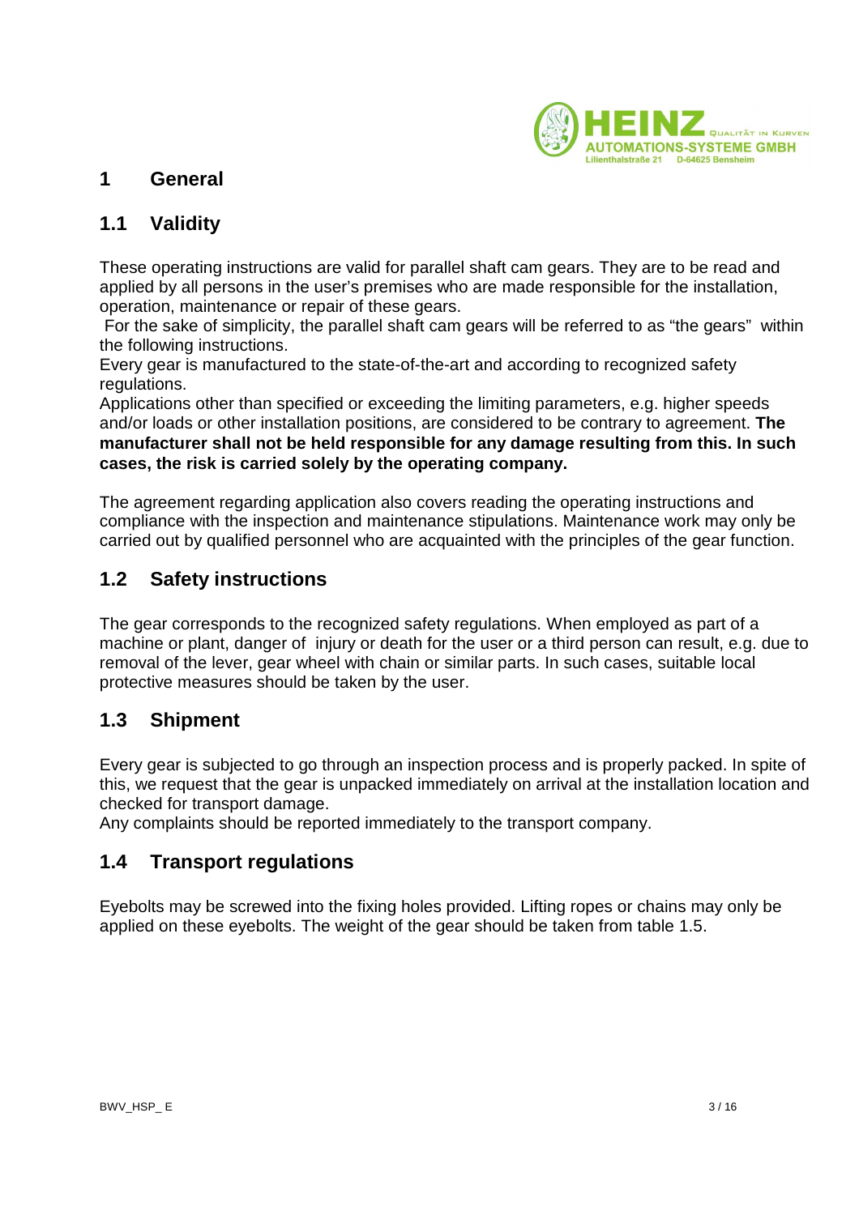# 1 General

## 1.1 Validity

These operating instructions are valid for parallel shaft cam gears. They are to be read and applied by all persons in the user's premises who are made responsible for the installation, operation, maintenance or repair of these gears.

For the sake of simplicity, the parallel shaft cam gears will be referred to as "the gears" within the following instructions.

Every gear is manufactured to the state-of-the-art and according to recognized safety regulations.

Applications other than specified or exceeding the limiting parameters, e.g. higher speeds and/or loads or other installation positions, are considered to be contrary to agreement. **The manufacturer shall not be held responsible for any damage resulting from this. In such cases, the risk is carried solely by the operating company.**

The agreement regarding application also covers reading the operating instructions and compliance with the inspection and maintenance stipulations. Maintenance work may only be carried out by qualified personnel who are acquainted with the principles of the gear function.

## 1.2 Safety instructions

The gear corresponds to the recognized safety regulations. When employed as part of a machine or plant, danger of injury or death for the user or a third person can result, e.g. due to removal of the lever, gear wheel with chain or similar parts. In such cases, suitable local protective measures should be taken by the user.

## 1.3 Shipment

Every gear is subjected to go through an inspection process and is properly packed. In spite of this, we request that the gear is unpacked immediately on arrival at the installation location and checked for transport damage.

Any complaints should be reported immediately to the transport company.

## 1.4 Transport regulations

Eyebolts may be screwed into the fixing holes provided. Lifting ropes or chains may only be applied on these eyebolts. The weight of the gear should be taken from table 1.5.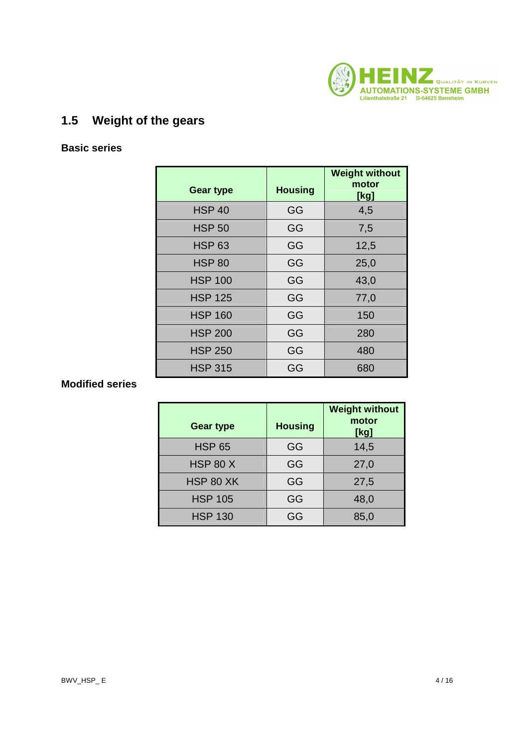## 1.5 Weight of the gears

### Basic series

| Gear type | Housing | Weight without motor [kg] |
|---|---|---|
| HSP 40 | GG | 4,5 |
| HSP 50 | GG | 7,5 |
| HSP 63 | GG | 12,5 |
| HSP 80 | GG | 25,0 |
| HSP 100 | GG | 43,0 |
| HSP 125 | GG | 77,0 |
| HSP 160 | GG | 150 |
| HSP 200 | GG | 280 |
| HSP 250 | GG | 480 |
| HSP 315 | GG | 680 |

### Modified series

| Gear type | Housing | Weight without motor [kg] |
|---|---|---|
| HSP 65 | GG | 14,5 |
| HSP 80 X | GG | 27,0 |
| HSP 80 XK | GG | 27,5 |
| HSP 105 | GG | 48,0 |
| HSP 130 | GG | 85,0 |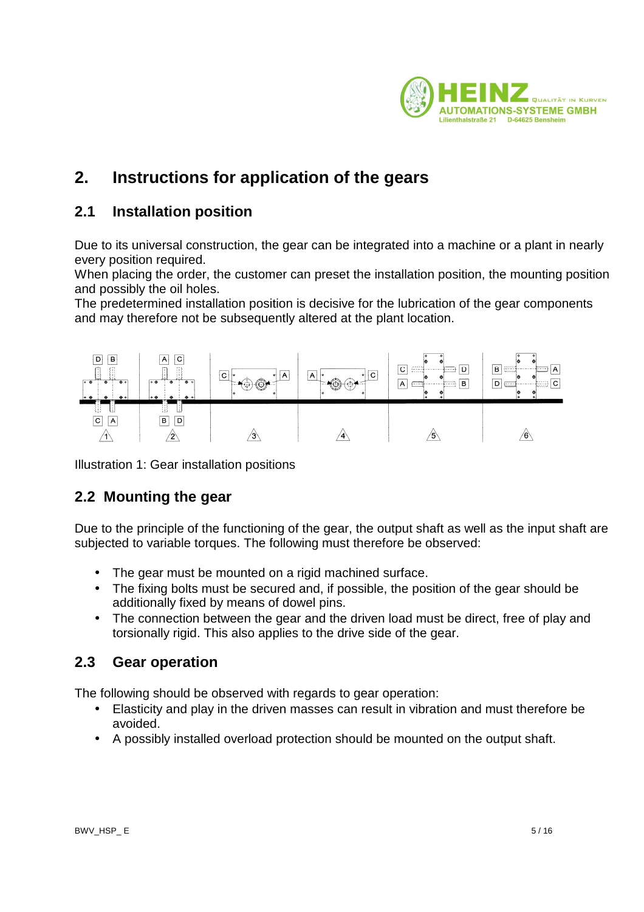# 2. Instructions for application of the gears

## 2.1 Installation position

Due to its universal construction, the gear can be integrated into a machine or a plant in nearly every position required.
When placing the order, the customer can preset the installation position, the mounting position and possibly the oil holes.
The predetermined installation position is decisive for the lubrication of the gear components and may therefore not be subsequently altered at the plant location.

Illustration 1: Gear installation positions

## 2.2 Mounting the gear

Due to the principle of the functioning of the gear, the output shaft as well as the input shaft are subjected to variable torques. The following must therefore be observed:

- The gear must be mounted on a rigid machined surface.
- The fixing bolts must be secured and, if possible, the position of the gear should be additionally fixed by means of dowel pins.
- The connection between the gear and the driven load must be direct, free of play and torsionally rigid. This also applies to the drive side of the gear.

## 2.3 Gear operation

The following should be observed with regards to gear operation:

- Elasticity and play in the driven masses can result in vibration and must therefore be avoided.
- A possibly installed overload protection should be mounted on the output shaft.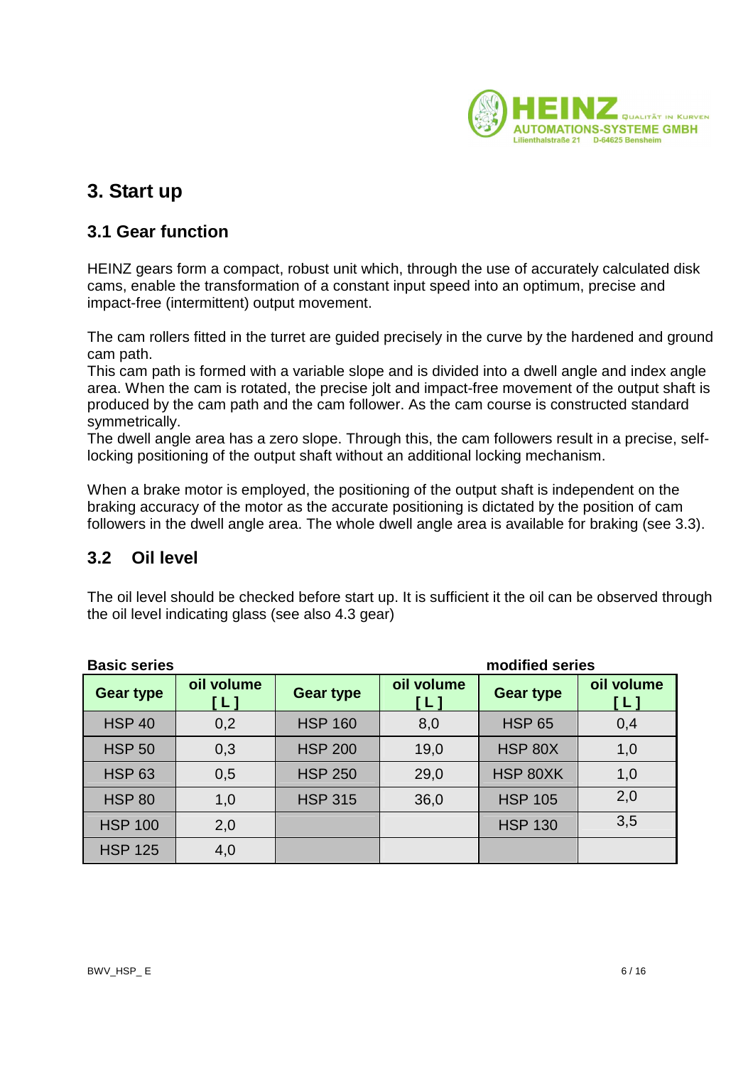# 3. Start up

## 3.1 Gear function

HEINZ gears form a compact, robust unit which, through the use of accurately calculated disk cams, enable the transformation of a constant input speed into an optimum, precise and impact-free (intermittent) output movement.

The cam rollers fitted in the turret are guided precisely in the curve by the hardened and ground cam path.
This cam path is formed with a variable slope and is divided into a dwell angle and index angle area. When the cam is rotated, the precise jolt and impact-free movement of the output shaft is produced by the cam path and the cam follower. As the cam course is constructed standard symmetrically.
The dwell angle area has a zero slope. Through this, the cam followers result in a precise, self-locking positioning of the output shaft without an additional locking mechanism.

When a brake motor is employed, the positioning of the output shaft is independent on the braking accuracy of the motor as the accurate positioning is dictated by the position of cam followers in the dwell angle area. The whole dwell angle area is available for braking (see 3.3).

## 3.2 Oil level

The oil level should be checked before start up. It is sufficient it the oil can be observed through the oil level indicating glass (see also 4.3 gear)

| Basic series | | | | modified series | |
|---|---|---|---|---|---|
| **Gear type** | **oil volume [ L ]** | **Gear type** | **oil volume [ L ]** | **Gear type** | **oil volume [ L ]** |
| HSP 40 | 0,2 | HSP 160 | 8,0 | HSP 65 | 0,4 |
| HSP 50 | 0,3 | HSP 200 | 19,0 | HSP 80X | 1,0 |
| HSP 63 | 0,5 | HSP 250 | 29,0 | HSP 80XK | 1,0 |
| HSP 80 | 1,0 | HSP 315 | 36,0 | HSP 105 | 2,0 |
| HSP 100 | 2,0 | | | HSP 130 | 3,5 |
| HSP 125 | 4,0 | | | | |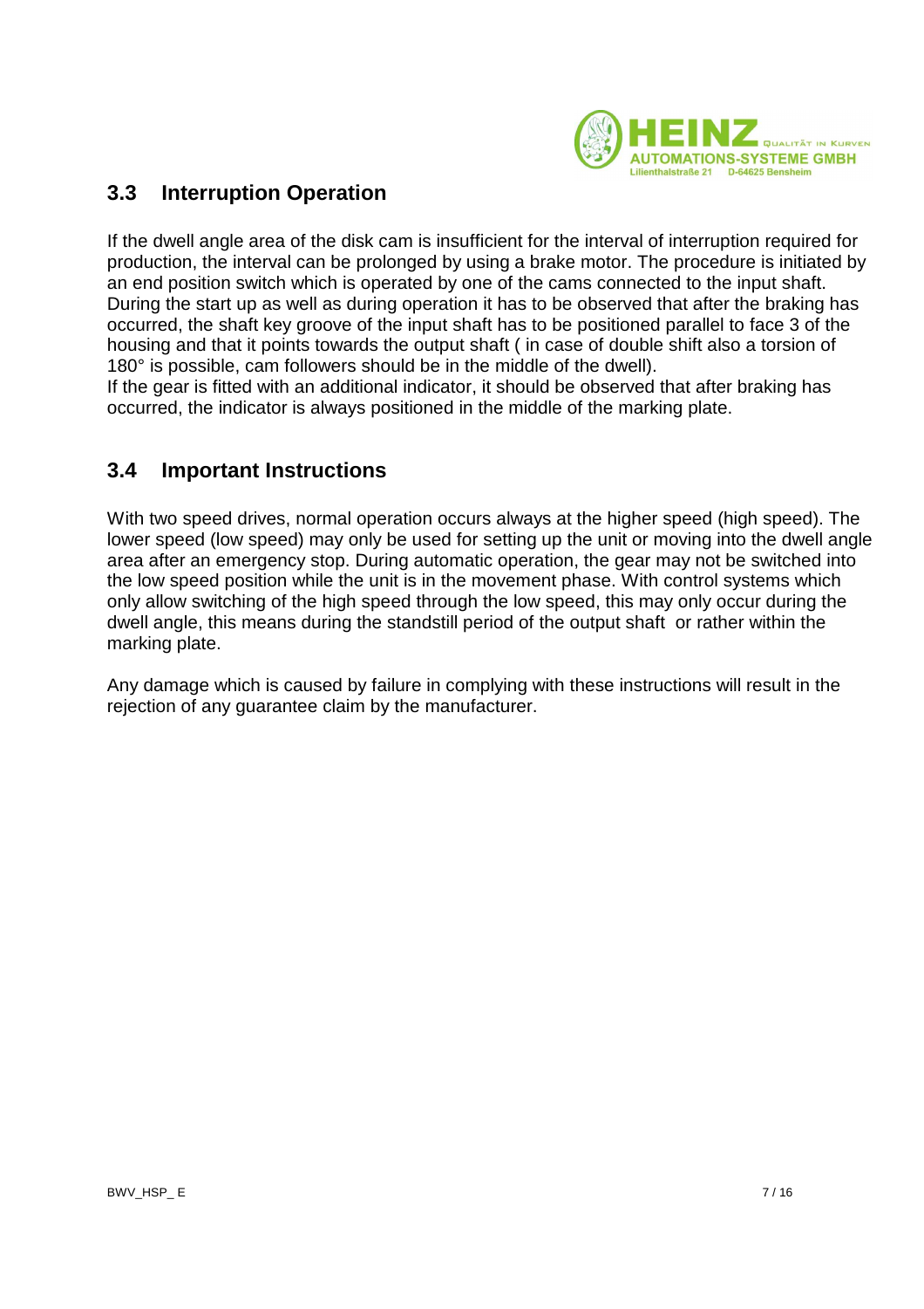## 3.3 Interruption Operation

If the dwell angle area of the disk cam is insufficient for the interval of interruption required for production, the interval can be prolonged by using a brake motor. The procedure is initiated by an end position switch which is operated by one of the cams connected to the input shaft. During the start up as well as during operation it has to be observed that after the braking has occurred, the shaft key groove of the input shaft has to be positioned parallel to face 3 of the housing and that it points towards the output shaft ( in case of double shift also a torsion of 180° is possible, cam followers should be in the middle of the dwell).
If the gear is fitted with an additional indicator, it should be observed that after braking has occurred, the indicator is always positioned in the middle of the marking plate.

## 3.4 Important Instructions

With two speed drives, normal operation occurs always at the higher speed (high speed). The lower speed (low speed) may only be used for setting up the unit or moving into the dwell angle area after an emergency stop. During automatic operation, the gear may not be switched into the low speed position while the unit is in the movement phase. With control systems which only allow switching of the high speed through the low speed, this may only occur during the dwell angle, this means during the standstill period of the output shaft or rather within the marking plate.

Any damage which is caused by failure in complying with these instructions will result in the rejection of any guarantee claim by the manufacturer.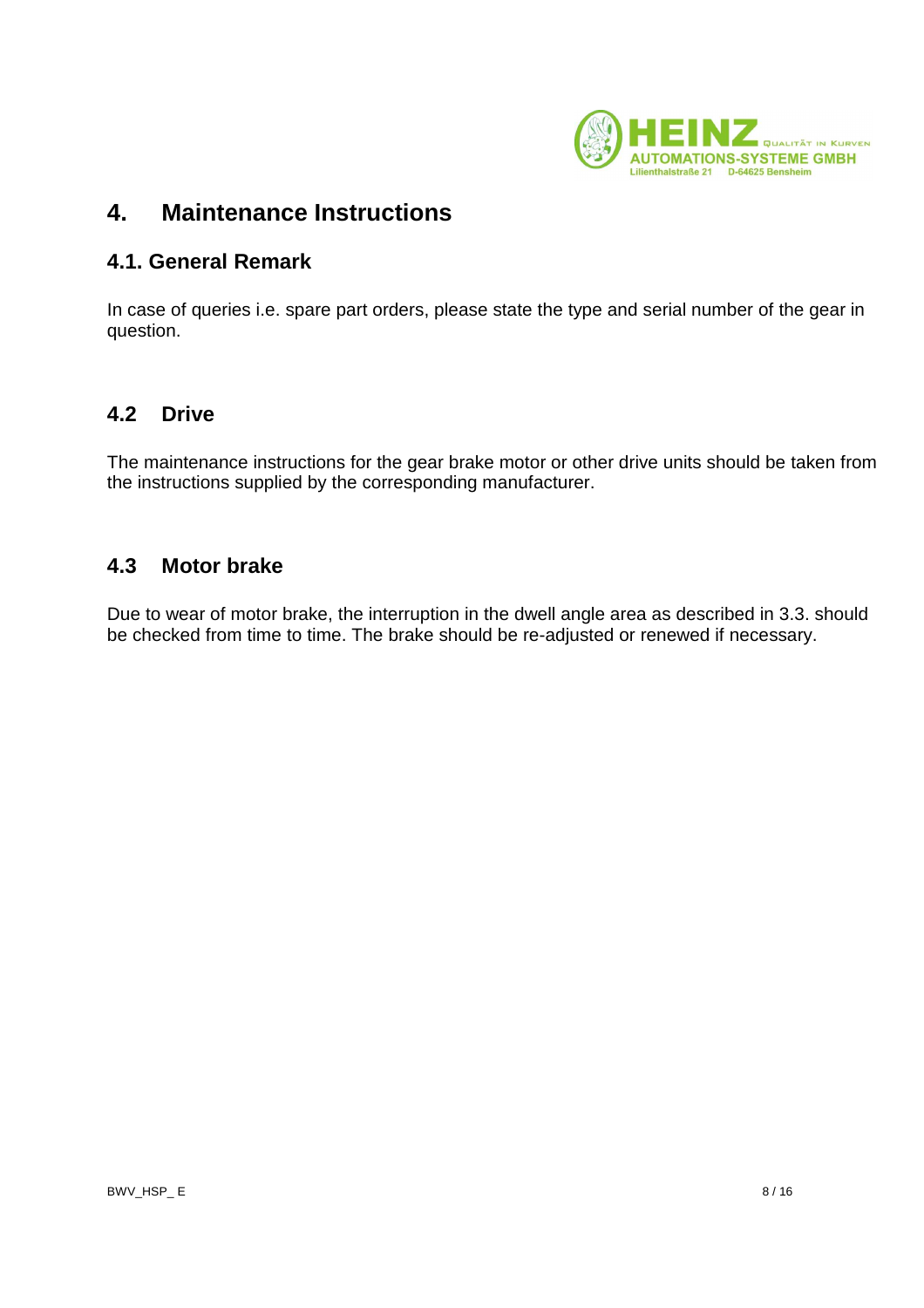# 4. Maintenance Instructions

## 4.1. General Remark

In case of queries i.e. spare part orders, please state the type and serial number of the gear in question.

## 4.2 Drive

The maintenance instructions for the gear brake motor or other drive units should be taken from the instructions supplied by the corresponding manufacturer.

## 4.3 Motor brake

Due to wear of motor brake, the interruption in the dwell angle area as described in 3.3. should be checked from time to time. The brake should be re-adjusted or renewed if necessary.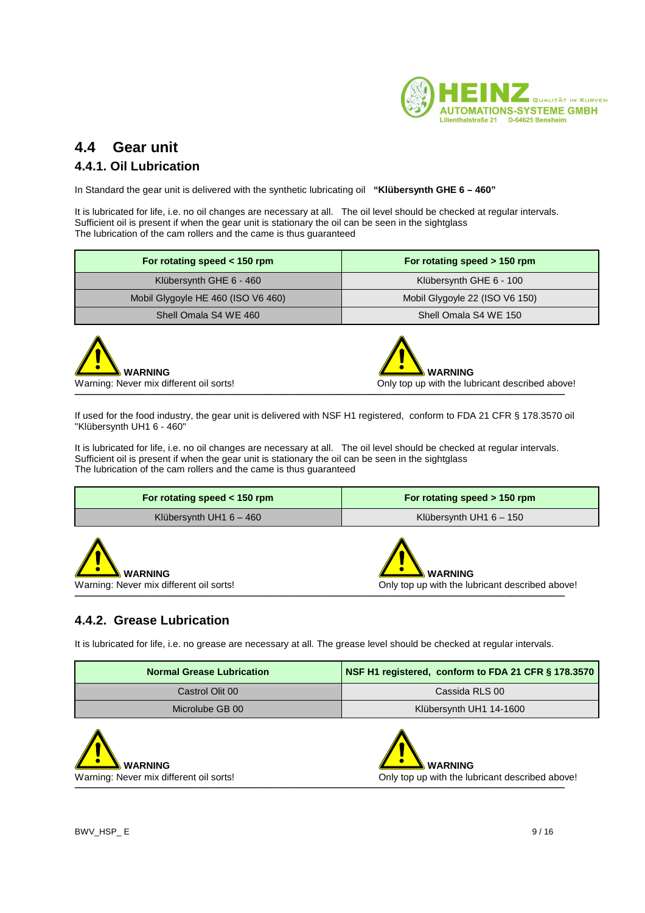## 4.4 Gear unit

### 4.4.1. Oil Lubrication

In Standard the gear unit is delivered with the synthetic lubricating oil **"Klübersynth GHE 6 – 460"**

It is lubricated for life, i.e. no oil changes are necessary at all. The oil level should be checked at regular intervals.
Sufficient oil is present if when the gear unit is stationary the oil can be seen in the sightglass
The lubrication of the cam rollers and the came is thus guaranteed

| For rotating speed < 150 rpm | For rotating speed > 150 rpm |
|---|---|
| Klübersynth GHE 6 - 460 | Klübersynth GHE 6 - 100 |
| Mobil Glygoyle HE 460 (ISO V6 460) | Mobil Glygoyle 22 (ISO V6 150) |
| Shell Omala S4 WE 460 | Shell Omala S4 WE 150 |

**WARNING**
Warning: Never mix different oil sorts!

**WARNING**
Only top up with the lubricant described above!

If used for the food industry, the gear unit is delivered with NSF H1 registered, conform to FDA 21 CFR § 178.3570 oil "Klübersynth UH1 6 - 460"

It is lubricated for life, i.e. no oil changes are necessary at all. The oil level should be checked at regular intervals.
Sufficient oil is present if when the gear unit is stationary the oil can be seen in the sightglass
The lubrication of the cam rollers and the came is thus guaranteed

| For rotating speed < 150 rpm | For rotating speed > 150 rpm |
|---|---|
| Klübersynth UH1 6 – 460 | Klübersynth UH1 6 – 150 |

**WARNING**
Warning: Never mix different oil sorts!

**WARNING**
Only top up with the lubricant described above!

### 4.4.2. Grease Lubrication

It is lubricated for life, i.e. no grease are necessary at all. The grease level should be checked at regular intervals.

| Normal Grease Lubrication | NSF H1 registered, conform to FDA 21 CFR § 178.3570 |
|---|---|
| Castrol Olit 00 | Cassida RLS 00 |
| Microlube GB 00 | Klübersynth UH1 14-1600 |

**WARNING**
Warning: Never mix different oil sorts!

**WARNING**
Only top up with the lubricant described above!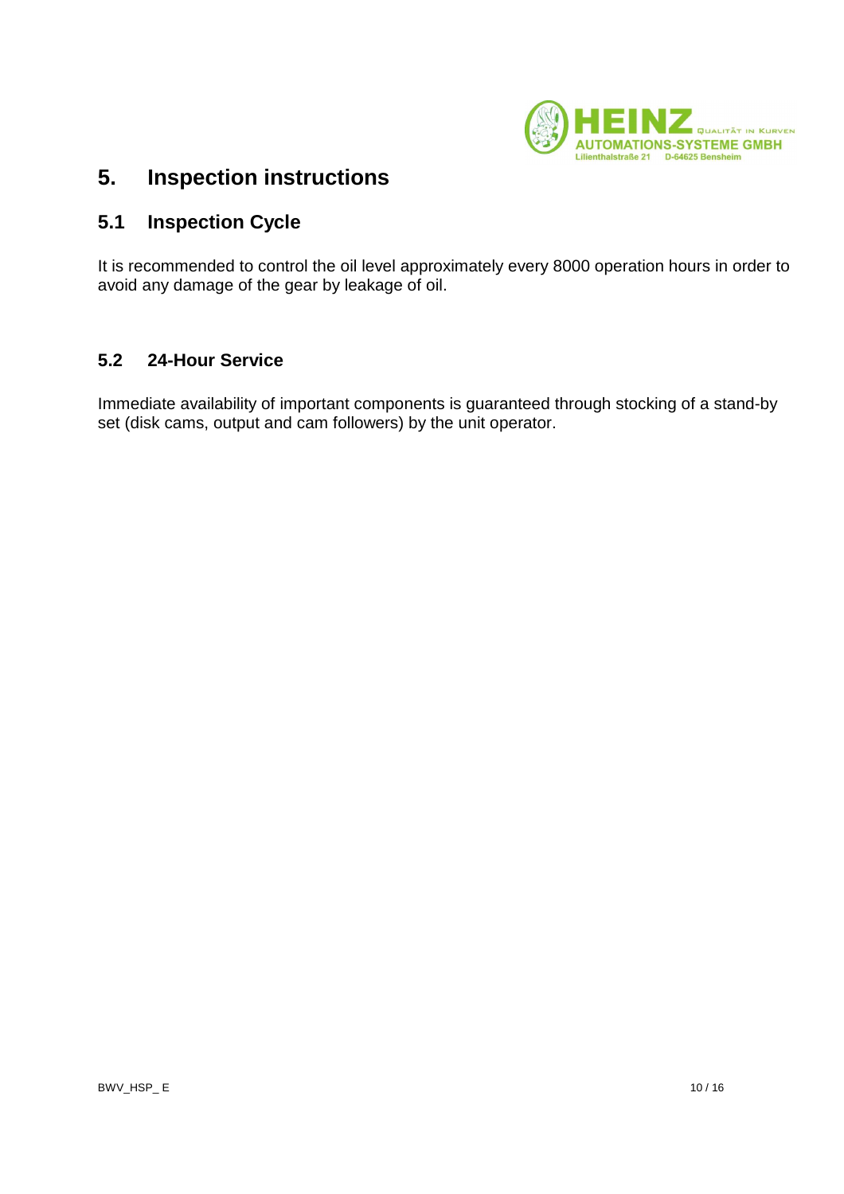# 5. Inspection instructions

## 5.1 Inspection Cycle

It is recommended to control the oil level approximately every 8000 operation hours in order to avoid any damage of the gear by leakage of oil.

## 5.2 24-Hour Service

Immediate availability of important components is guaranteed through stocking of a stand-by set (disk cams, output and cam followers) by the unit operator.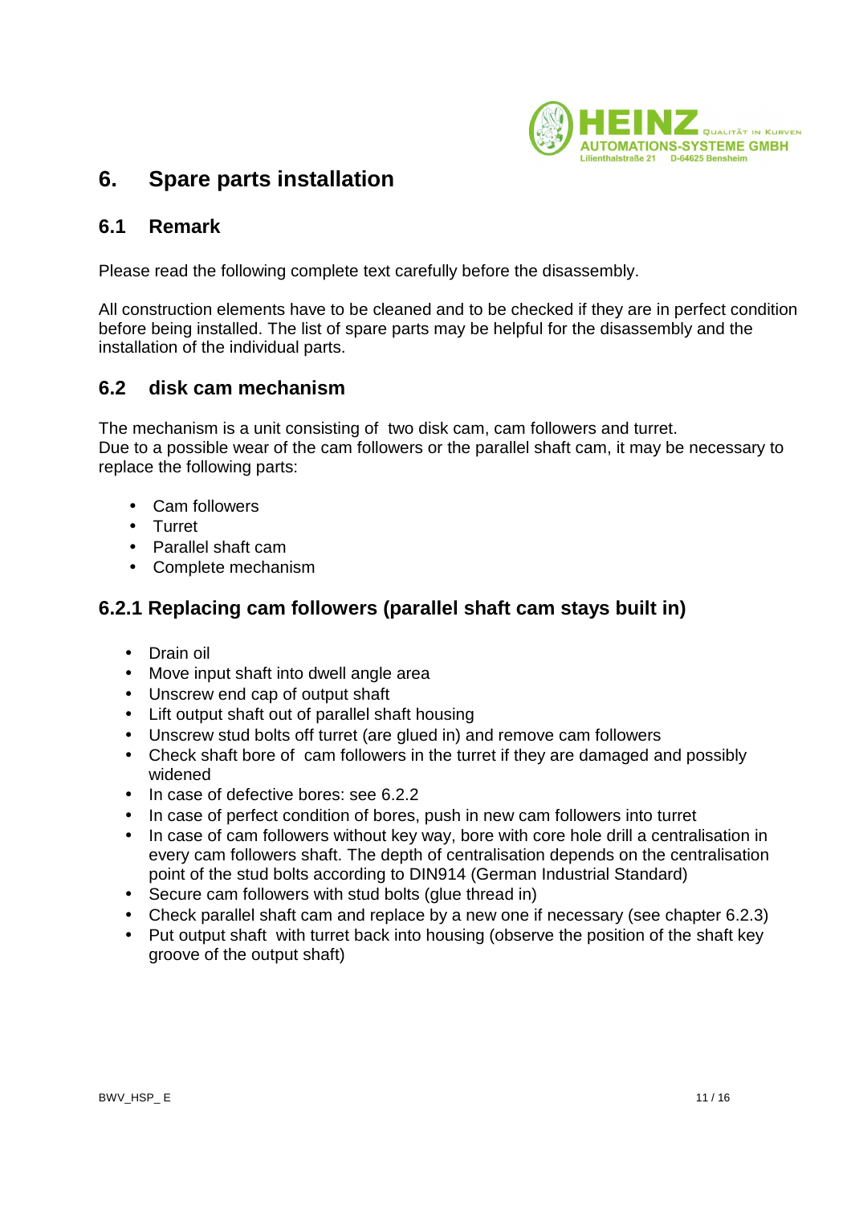# 6. Spare parts installation

## 6.1 Remark

Please read the following complete text carefully before the disassembly.

All construction elements have to be cleaned and to be checked if they are in perfect condition before being installed. The list of spare parts may be helpful for the disassembly and the installation of the individual parts.

## 6.2 disk cam mechanism

The mechanism is a unit consisting of two disk cam, cam followers and turret.
Due to a possible wear of the cam followers or the parallel shaft cam, it may be necessary to replace the following parts:

- Cam followers
- Turret
- Parallel shaft cam
- Complete mechanism

### 6.2.1 Replacing cam followers (parallel shaft cam stays built in)

- Drain oil
- Move input shaft into dwell angle area
- Unscrew end cap of output shaft
- Lift output shaft out of parallel shaft housing
- Unscrew stud bolts off turret (are glued in) and remove cam followers
- Check shaft bore of cam followers in the turret if they are damaged and possibly widened
- In case of defective bores: see 6.2.2
- In case of perfect condition of bores, push in new cam followers into turret
- In case of cam followers without key way, bore with core hole drill a centralisation in every cam followers shaft. The depth of centralisation depends on the centralisation point of the stud bolts according to DIN914 (German Industrial Standard)
- Secure cam followers with stud bolts (glue thread in)
- Check parallel shaft cam and replace by a new one if necessary (see chapter 6.2.3)
- Put output shaft with turret back into housing (observe the position of the shaft key groove of the output shaft)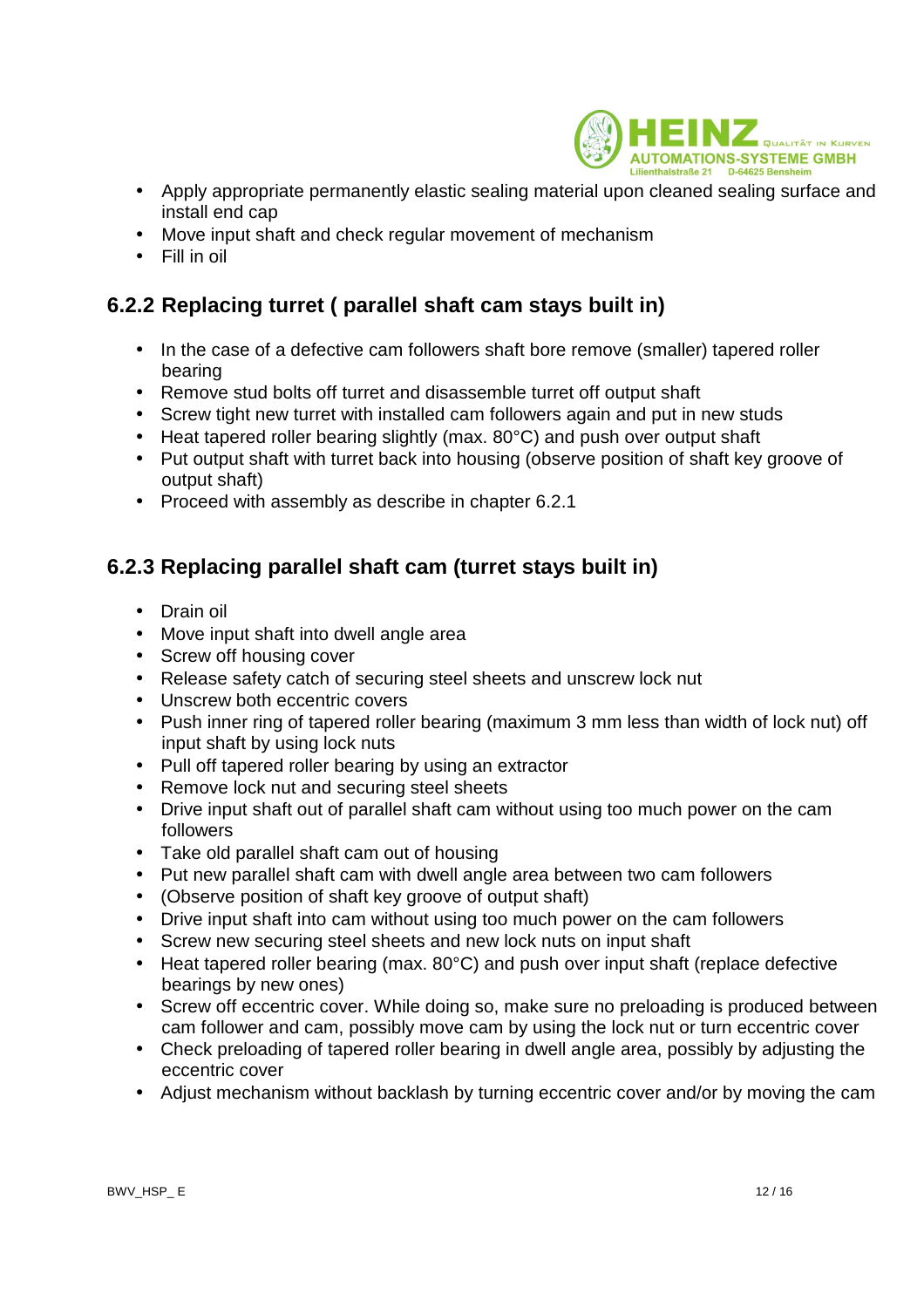- Apply appropriate permanently elastic sealing material upon cleaned sealing surface and install end cap
- Move input shaft and check regular movement of mechanism
- Fill in oil

### 6.2.2 Replacing turret ( parallel shaft cam stays built in)

- In the case of a defective cam followers shaft bore remove (smaller) tapered roller bearing
- Remove stud bolts off turret and disassemble turret off output shaft
- Screw tight new turret with installed cam followers again and put in new studs
- Heat tapered roller bearing slightly (max. 80°C) and push over output shaft
- Put output shaft with turret back into housing (observe position of shaft key groove of output shaft)
- Proceed with assembly as describe in chapter 6.2.1

### 6.2.3 Replacing parallel shaft cam (turret stays built in)

- Drain oil
- Move input shaft into dwell angle area
- Screw off housing cover
- Release safety catch of securing steel sheets and unscrew lock nut
- Unscrew both eccentric covers
- Push inner ring of tapered roller bearing (maximum 3 mm less than width of lock nut) off input shaft by using lock nuts
- Pull off tapered roller bearing by using an extractor
- Remove lock nut and securing steel sheets
- Drive input shaft out of parallel shaft cam without using too much power on the cam followers
- Take old parallel shaft cam out of housing
- Put new parallel shaft cam with dwell angle area between two cam followers
- (Observe position of shaft key groove of output shaft)
- Drive input shaft into cam without using too much power on the cam followers
- Screw new securing steel sheets and new lock nuts on input shaft
- Heat tapered roller bearing (max. 80°C) and push over input shaft (replace defective bearings by new ones)
- Screw off eccentric cover. While doing so, make sure no preloading is produced between cam follower and cam, possibly move cam by using the lock nut or turn eccentric cover
- Check preloading of tapered roller bearing in dwell angle area, possibly by adjusting the eccentric cover
- Adjust mechanism without backlash by turning eccentric cover and/or by moving the cam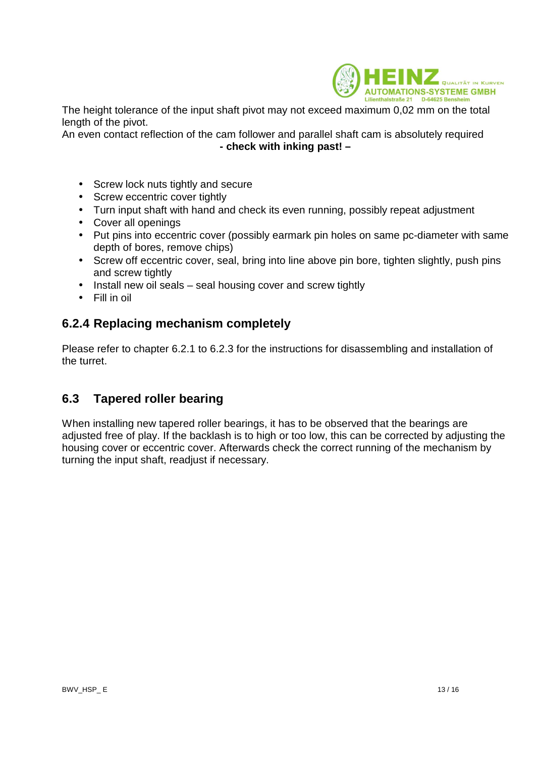The height tolerance of the input shaft pivot may not exceed maximum 0,02 mm on the total length of the pivot.
An even contact reflection of the cam follower and parallel shaft cam is absolutely required

**- check with inking past! –**

- Screw lock nuts tightly and secure
- Screw eccentric cover tightly
- Turn input shaft with hand and check its even running, possibly repeat adjustment
- Cover all openings
- Put pins into eccentric cover (possibly earmark pin holes on same pc-diameter with same depth of bores, remove chips)
- Screw off eccentric cover, seal, bring into line above pin bore, tighten slightly, push pins and screw tightly
- Install new oil seals – seal housing cover and screw tightly
- Fill in oil

### 6.2.4 Replacing mechanism completely

Please refer to chapter 6.2.1 to 6.2.3 for the instructions for disassembling and installation of the turret.

## 6.3 Tapered roller bearing

When installing new tapered roller bearings, it has to be observed that the bearings are adjusted free of play. If the backlash is to high or too low, this can be corrected by adjusting the housing cover or eccentric cover. Afterwards check the correct running of the mechanism by turning the input shaft, readjust if necessary.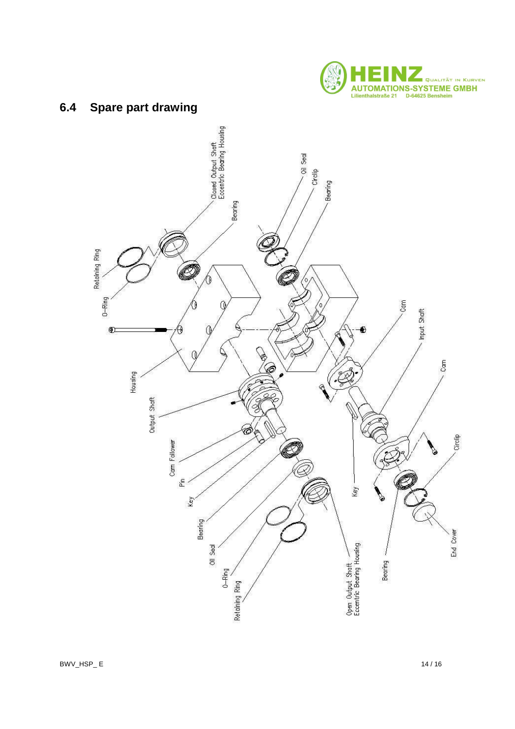## 6.4 Spare part drawing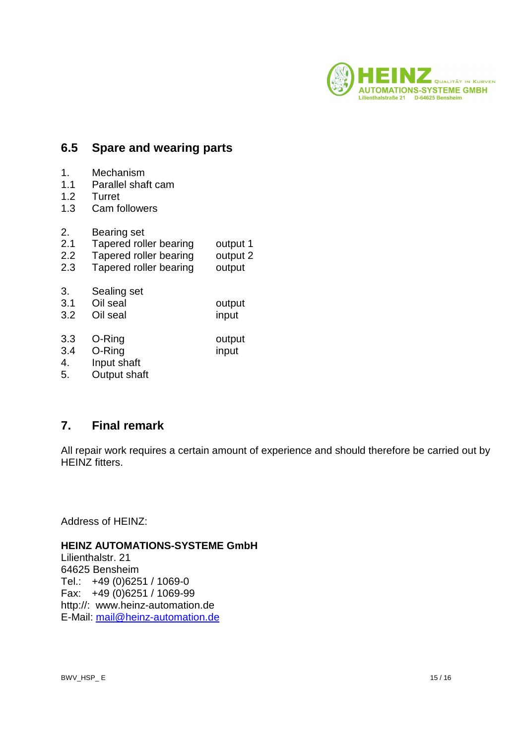## 6.5 Spare and wearing parts

| | | |
|---|---|---|
| 1. | Mechanism | |
| 1.1 | Parallel shaft cam | |
| 1.2 | Turret | |
| 1.3 | Cam followers | |
| | | |
| 2. | Bearing set | |
| 2.1 | Tapered roller bearing | output 1 |
| 2.2 | Tapered roller bearing | output 2 |
| 2.3 | Tapered roller bearing | output |
| | | |
| 3. | Sealing set | |
| 3.1 | Oil seal | output |
| 3.2 | Oil seal | input |
| | | |
| 3.3 | O-Ring | output |
| 3.4 | O-Ring | input |
| 4. | Input shaft | |
| 5. | Output shaft | |

## 7. Final remark

All repair work requires a certain amount of experience and should therefore be carried out by HEINZ fitters.

Address of HEINZ:

**HEINZ AUTOMATIONS-SYSTEME GmbH**
Lilienthalstr. 21
64625 Bensheim
Tel.: +49 (0)6251 / 1069-0
Fax: +49 (0)6251 / 1069-99
http://: www.heinz-automation.de
E-Mail: mail@heinz-automation.de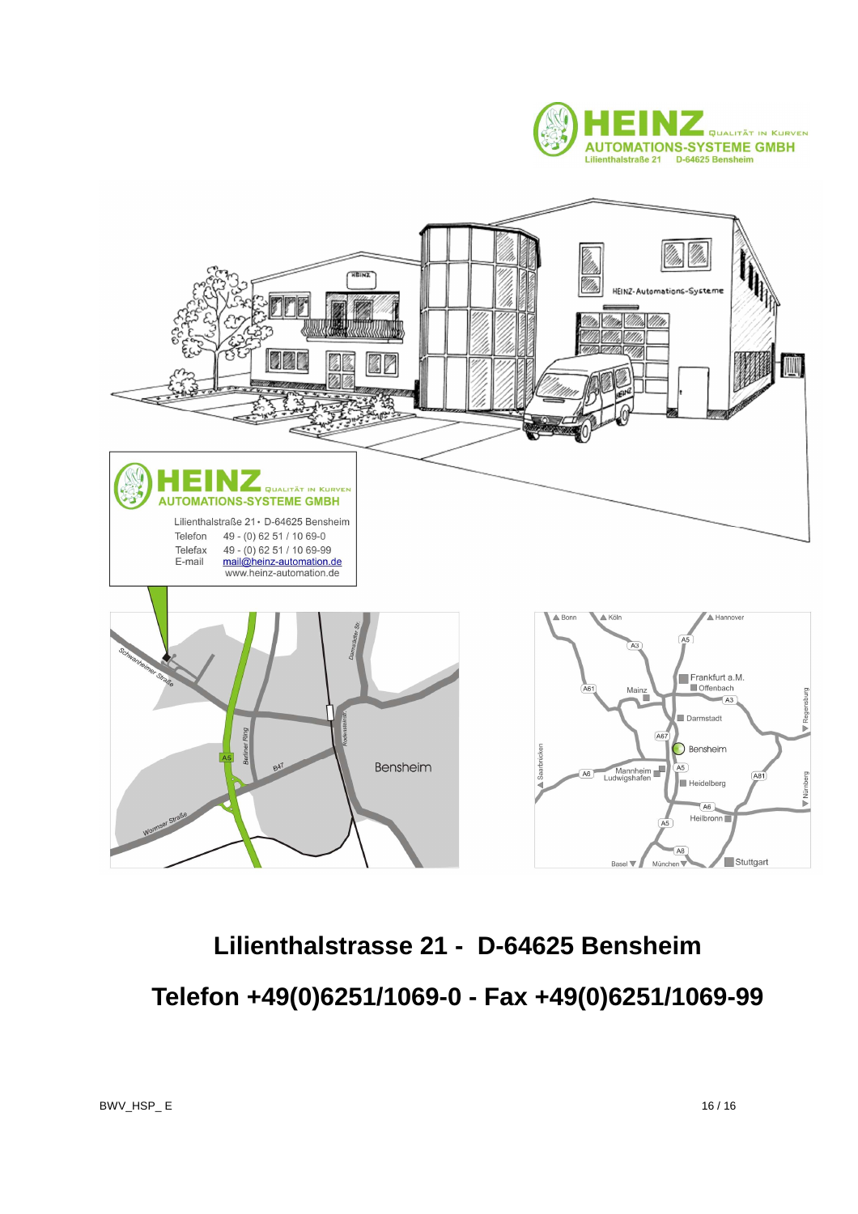HEINZ QUALITÄT IN KURVEN
AUTOMATIONS-SYSTEME GMBH
Lilienthalstraße 21 D-64625 Bensheim

HEINZ QUALITÄT IN KURVEN
AUTOMATIONS-SYSTEME GMBH

Lilienthalstraße 21 • D-64625 Bensheim
Telefon 49 - (0) 62 51 / 10 69-0
Telefax 49 - (0) 62 51 / 10 69-99
E-mail mail@heinz-automation.de
www.heinz-automation.de

## Lilienthalstrasse 21 - D-64625 Bensheim

## Telefon +49(0)6251/1069-0 - Fax +49(0)6251/1069-99

BWV_HSP_ E